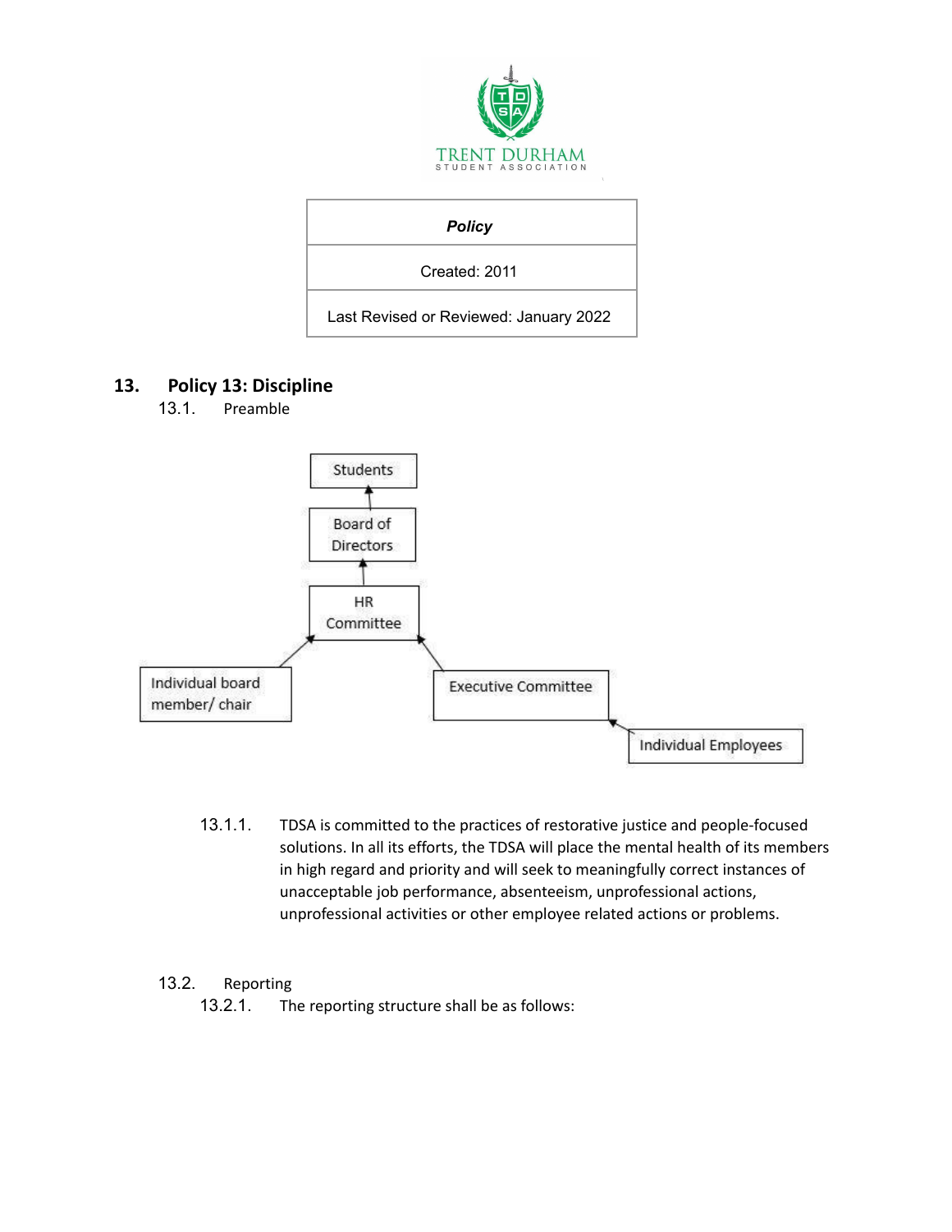TRENT DURHAM
STUDENT ASSOCIATION

| *Policy* |
| --- |
| Created: 2011 |
| Last Revised or Reviewed: January 2022 |

# 13. Policy 13: Discipline

## 13.1. Preamble

Students

Board of Directors

HR Committee

Individual board member/ chair

Executive Committee

Individual Employees

13.1.1. TDSA is committed to the practices of restorative justice and people-focused solutions. In all its efforts, the TDSA will place the mental health of its members in high regard and priority and will seek to meaningfully correct instances of unacceptable job performance, absenteeism, unprofessional actions, unprofessional activities or other employee related actions or problems.

## 13.2. Reporting

13.2.1. The reporting structure shall be as follows: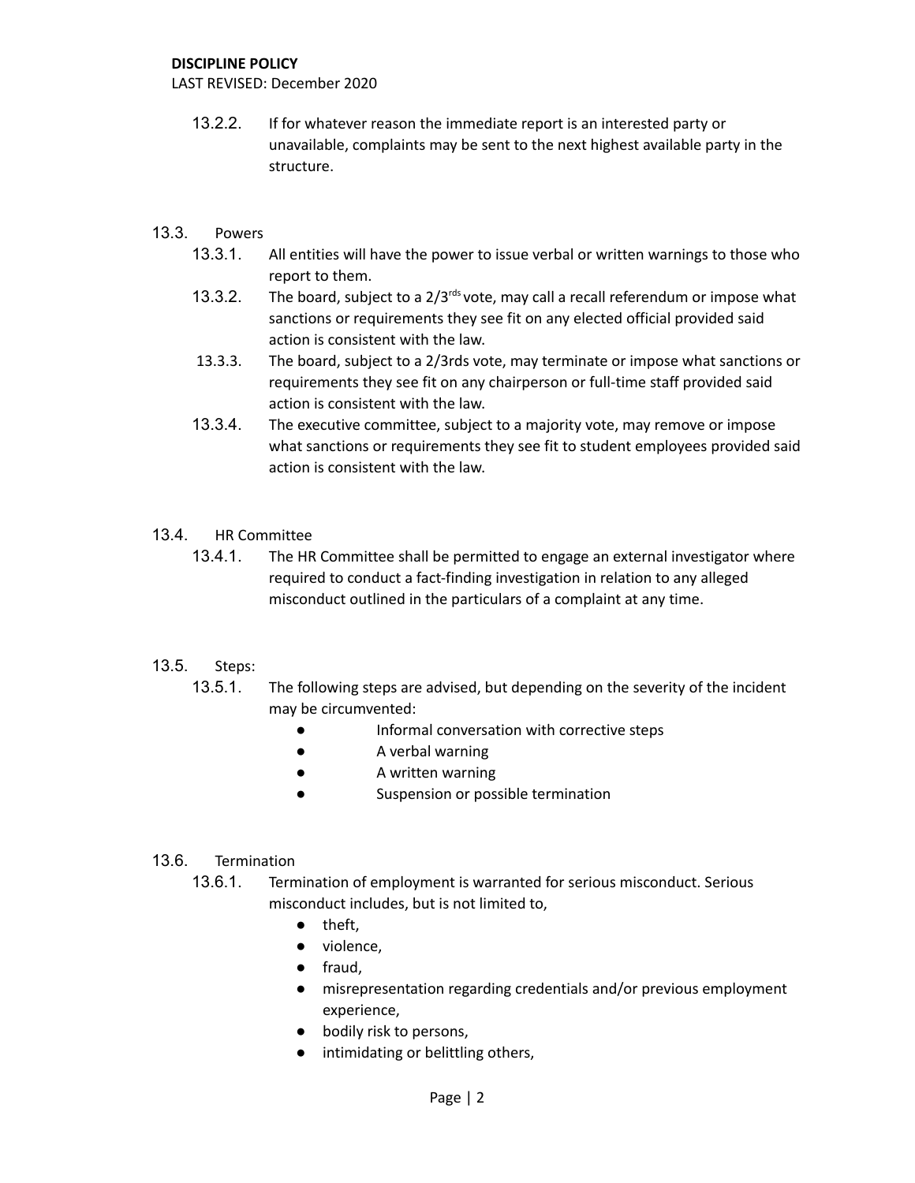13.2.2. If for whatever reason the immediate report is an interested party or unavailable, complaints may be sent to the next highest available party in the structure.

13.3. Powers

13.3.1. All entities will have the power to issue verbal or written warnings to those who report to them.

13.3.2. The board, subject to a 2/3rds vote, may call a recall referendum or impose what sanctions or requirements they see fit on any elected official provided said action is consistent with the law.

13.3.3. The board, subject to a 2/3rds vote, may terminate or impose what sanctions or requirements they see fit on any chairperson or full-time staff provided said action is consistent with the law.

13.3.4. The executive committee, subject to a majority vote, may remove or impose what sanctions or requirements they see fit to student employees provided said action is consistent with the law.

13.4. HR Committee

13.4.1. The HR Committee shall be permitted to engage an external investigator where required to conduct a fact-finding investigation in relation to any alleged misconduct outlined in the particulars of a complaint at any time.

13.5. Steps:

13.5.1. The following steps are advised, but depending on the severity of the incident may be circumvented:

- Informal conversation with corrective steps
- A verbal warning
- A written warning
- Suspension or possible termination

13.6. Termination

13.6.1. Termination of employment is warranted for serious misconduct. Serious misconduct includes, but is not limited to,

- theft,
- violence,
- fraud,
- misrepresentation regarding credentials and/or previous employment experience,
- bodily risk to persons,
- intimidating or belittling others,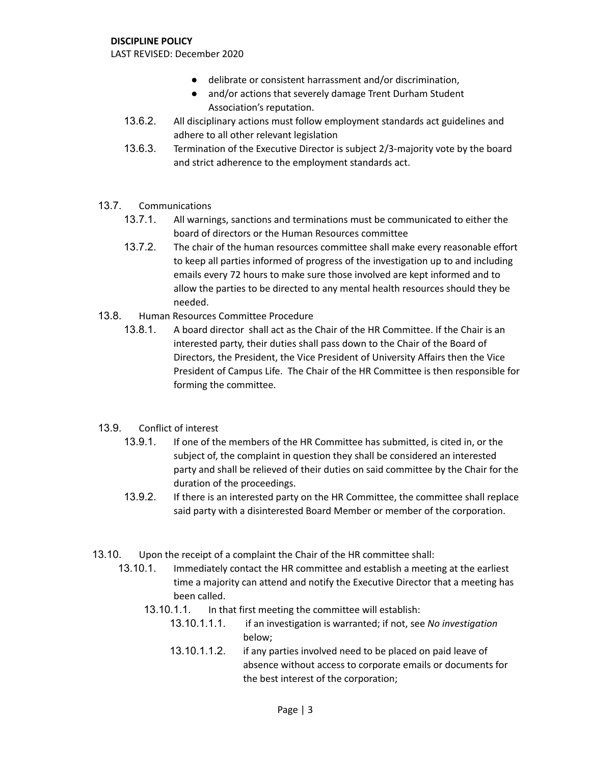- delibrate or consistent harrassment and/or discrimination,
- and/or actions that severely damage Trent Durham Student Association's reputation.

13.6.2. All disciplinary actions must follow employment standards act guidelines and adhere to all other relevant legislation

13.6.3. Termination of the Executive Director is subject 2/3-majority vote by the board and strict adherence to the employment standards act.

13.7. Communications

13.7.1. All warnings, sanctions and terminations must be communicated to either the board of directors or the Human Resources committee

13.7.2. The chair of the human resources committee shall make every reasonable effort to keep all parties informed of progress of the investigation up to and including emails every 72 hours to make sure those involved are kept informed and to allow the parties to be directed to any mental health resources should they be needed.

13.8. Human Resources Committee Procedure

13.8.1. A board director shall act as the Chair of the HR Committee. If the Chair is an interested party, their duties shall pass down to the Chair of the Board of Directors, the President, the Vice President of University Affairs then the Vice President of Campus Life. The Chair of the HR Committee is then responsible for forming the committee.

13.9. Conflict of interest

13.9.1. If one of the members of the HR Committee has submitted, is cited in, or the subject of, the complaint in question they shall be considered an interested party and shall be relieved of their duties on said committee by the Chair for the duration of the proceedings.

13.9.2. If there is an interested party on the HR Committee, the committee shall replace said party with a disinterested Board Member or member of the corporation.

13.10. Upon the receipt of a complaint the Chair of the HR committee shall:

13.10.1. Immediately contact the HR committee and establish a meeting at the earliest time a majority can attend and notify the Executive Director that a meeting has been called.

13.10.1.1. In that first meeting the committee will establish:

13.10.1.1.1. if an investigation is warranted; if not, see *No investigation* below;

13.10.1.1.2. if any parties involved need to be placed on paid leave of absence without access to corporate emails or documents for the best interest of the corporation;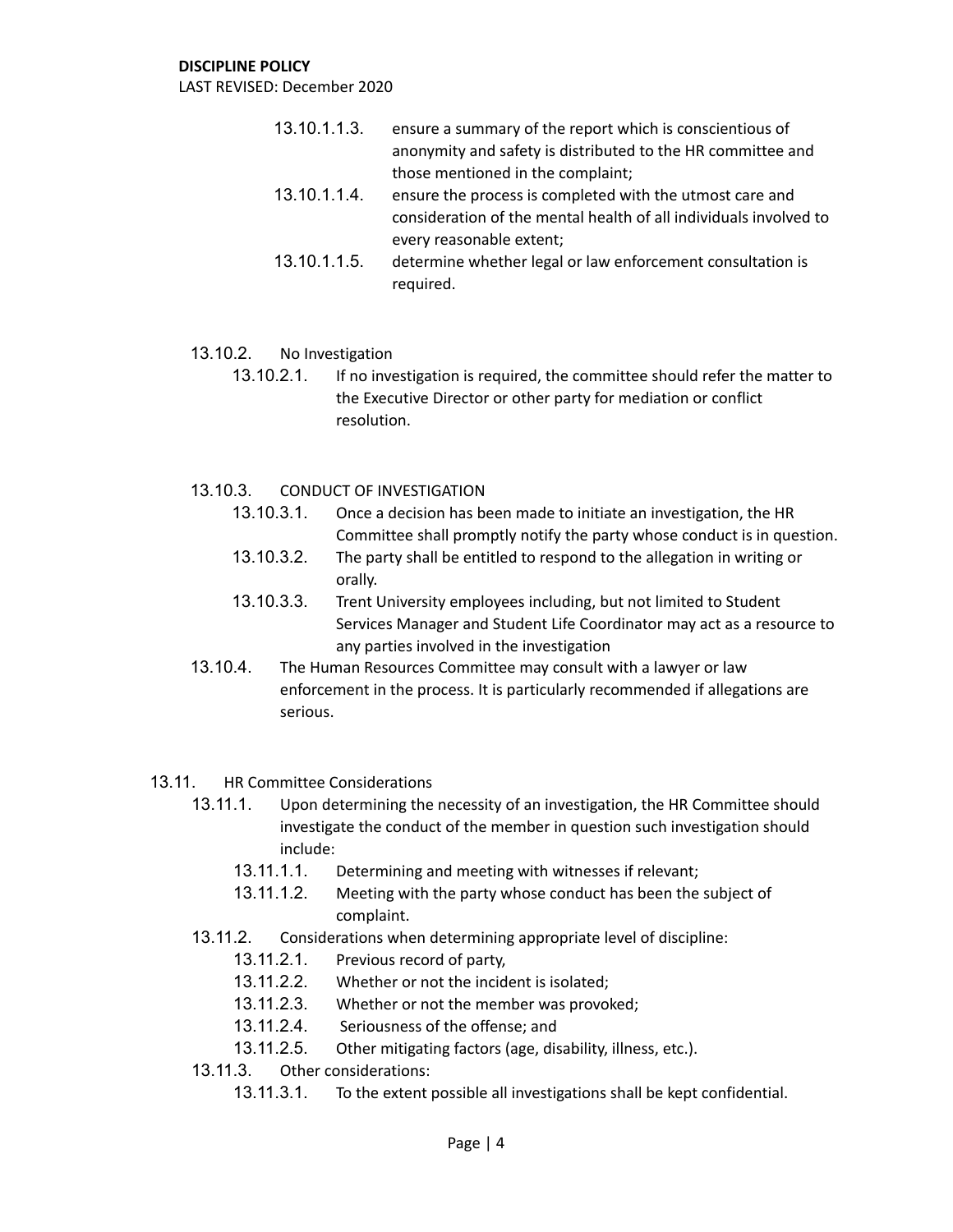13.10.1.1.3. ensure a summary of the report which is conscientious of anonymity and safety is distributed to the HR committee and those mentioned in the complaint;

13.10.1.1.4. ensure the process is completed with the utmost care and consideration of the mental health of all individuals involved to every reasonable extent;

13.10.1.1.5. determine whether legal or law enforcement consultation is required.

13.10.2. No Investigation

13.10.2.1. If no investigation is required, the committee should refer the matter to the Executive Director or other party for mediation or conflict resolution.

13.10.3. CONDUCT OF INVESTIGATION

13.10.3.1. Once a decision has been made to initiate an investigation, the HR Committee shall promptly notify the party whose conduct is in question.

13.10.3.2. The party shall be entitled to respond to the allegation in writing or orally.

13.10.3.3. Trent University employees including, but not limited to Student Services Manager and Student Life Coordinator may act as a resource to any parties involved in the investigation

13.10.4. The Human Resources Committee may consult with a lawyer or law enforcement in the process. It is particularly recommended if allegations are serious.

13.11. HR Committee Considerations

13.11.1. Upon determining the necessity of an investigation, the HR Committee should investigate the conduct of the member in question such investigation should include:

13.11.1.1. Determining and meeting with witnesses if relevant;

13.11.1.2. Meeting with the party whose conduct has been the subject of complaint.

13.11.2. Considerations when determining appropriate level of discipline:

13.11.2.1. Previous record of party,

13.11.2.2. Whether or not the incident is isolated;

13.11.2.3. Whether or not the member was provoked;

13.11.2.4. Seriousness of the offense; and

13.11.2.5. Other mitigating factors (age, disability, illness, etc.).

13.11.3. Other considerations:

13.11.3.1. To the extent possible all investigations shall be kept confidential.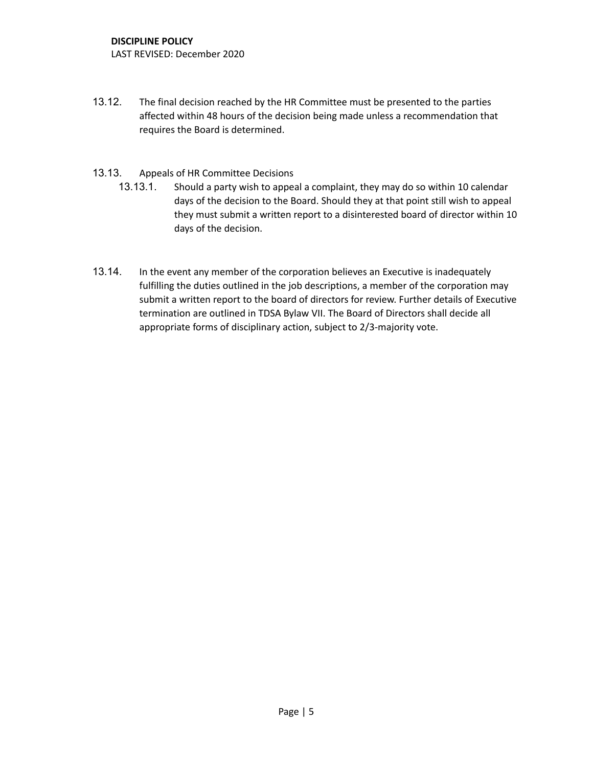13.12. The final decision reached by the HR Committee must be presented to the parties affected within 48 hours of the decision being made unless a recommendation that requires the Board is determined.

13.13. Appeals of HR Committee Decisions

13.13.1. Should a party wish to appeal a complaint, they may do so within 10 calendar days of the decision to the Board. Should they at that point still wish to appeal they must submit a written report to a disinterested board of director within 10 days of the decision.

13.14. In the event any member of the corporation believes an Executive is inadequately fulfilling the duties outlined in the job descriptions, a member of the corporation may submit a written report to the board of directors for review. Further details of Executive termination are outlined in TDSA Bylaw VII. The Board of Directors shall decide all appropriate forms of disciplinary action, subject to 2/3-majority vote.